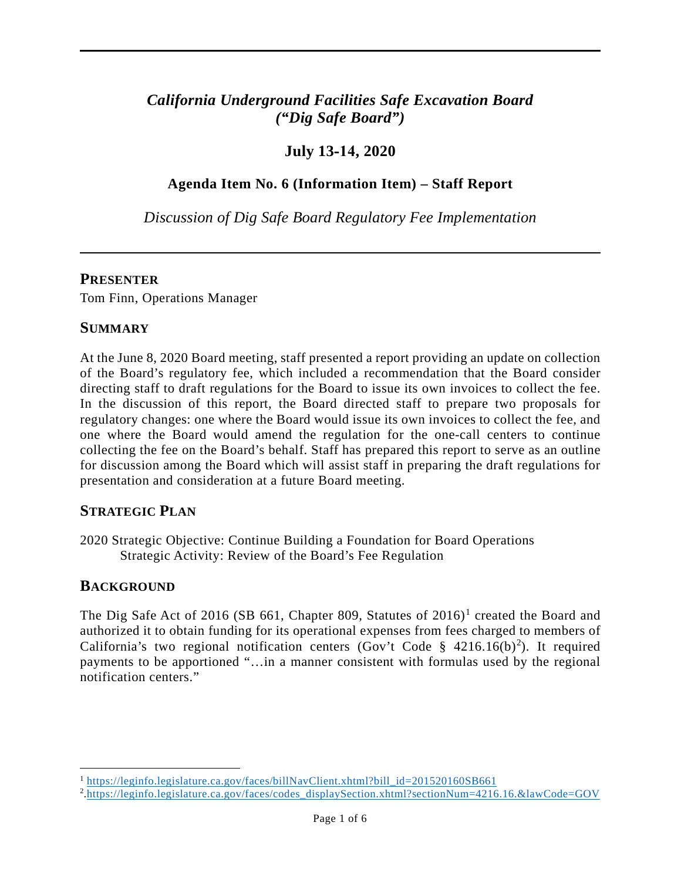# *California Underground Facilities Safe Excavation Board („Dig Safe Board")*

## July 13-14, 2020

### Agenda Item No. 6 (Information Item) – Staff Report

*Discussion of Dig Safe Board Regulatory Fee Implementation*

---

## PRESENTER

Tom Finn, Operations Manager

## SUMMARY

At the June 8, 2020 Board meeting, staff presented a report providing an update on collection of the Board's regulatory fee, which included a recommendation that the Board consider directing staff to draft regulations for the Board to issue its own invoices to collect the fee. In the discussion of this report, the Board directed staff to prepare two proposals for regulatory changes: one where the Board would issue its own invoices to collect the fee, and one where the Board would amend the regulation for the one-call centers to continue collecting the fee on the Board's behalf. Staff has prepared this report to serve as an outline for discussion among the Board which will assist staff in preparing the draft regulations for presentation and consideration at a future Board meeting.

## STRATEGIC PLAN

2020 Strategic Objective: Continue Building a Foundation for Board Operations
Strategic Activity: Review of the Board's Fee Regulation

## BACKGROUND

The Dig Safe Act of 2016 (SB 661, Chapter 809, Statutes of 2016)[1] created the Board and authorized it to obtain funding for its operational expenses from fees charged to members of California's two regional notification centers (Gov't Code § 4216.16(b)[2]). It required payments to be apportioned "…in a manner consistent with formulas used by the regional notification centers."

---

[1] https://leginfo.legislature.ca.gov/faces/billNavClient.xhtml?bill_id=201520160SB661

[2] https://leginfo.legislature.ca.gov/faces/codes_displaySection.xhtml?sectionNum=4216.16.&lawCode=GOV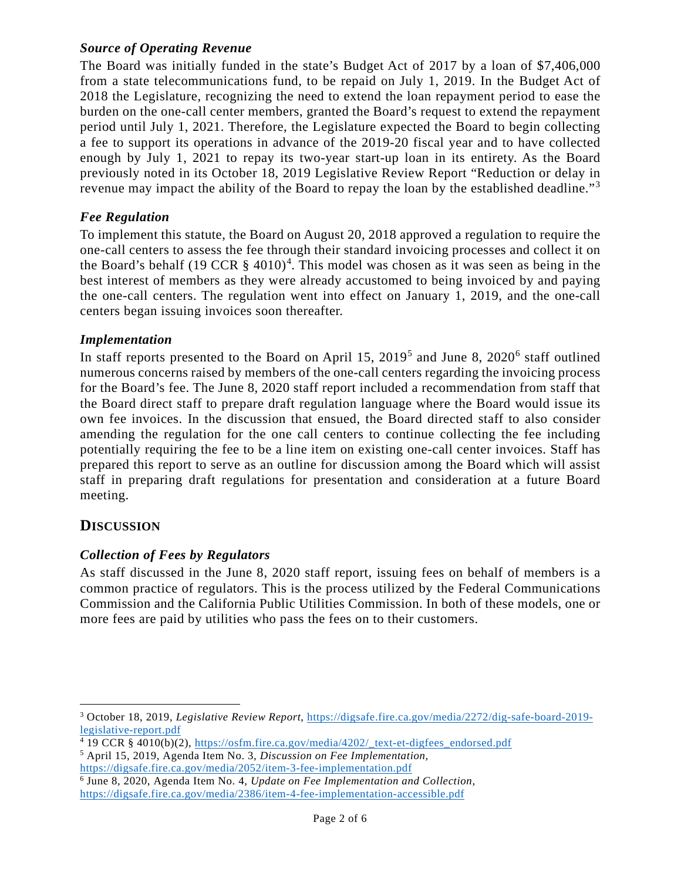### *Source of Operating Revenue*

The Board was initially funded in the state's Budget Act of 2017 by a loan of $7,406,000 from a state telecommunications fund, to be repaid on July 1, 2019. In the Budget Act of 2018 the Legislature, recognizing the need to extend the loan repayment period to ease the burden on the one-call center members, granted the Board's request to extend the repayment period until July 1, 2021. Therefore, the Legislature expected the Board to begin collecting a fee to support its operations in advance of the 2019-20 fiscal year and to have collected enough by July 1, 2021 to repay its two-year start-up loan in its entirety. As the Board previously noted in its October 18, 2019 Legislative Review Report "Reduction or delay in revenue may impact the ability of the Board to repay the loan by the established deadline."[3]

### *Fee Regulation*

To implement this statute, the Board on August 20, 2018 approved a regulation to require the one-call centers to assess the fee through their standard invoicing processes and collect it on the Board's behalf (19 CCR § 4010)[4]. This model was chosen as it was seen as being in the best interest of members as they were already accustomed to being invoiced by and paying the one-call centers. The regulation went into effect on January 1, 2019, and the one-call centers began issuing invoices soon thereafter.

### *Implementation*

In staff reports presented to the Board on April 15, 2019[5] and June 8, 2020[6] staff outlined numerous concerns raised by members of the one-call centers regarding the invoicing process for the Board's fee. The June 8, 2020 staff report included a recommendation from staff that the Board direct staff to prepare draft regulation language where the Board would issue its own fee invoices. In the discussion that ensued, the Board directed staff to also consider amending the regulation for the one call centers to continue collecting the fee including potentially requiring the fee to be a line item on existing one-call center invoices. Staff has prepared this report to serve as an outline for discussion among the Board which will assist staff in preparing draft regulations for presentation and consideration at a future Board meeting.

## DISCUSSION

### *Collection of Fees by Regulators*

As staff discussed in the June 8, 2020 staff report, issuing fees on behalf of members is a common practice of regulators. This is the process utilized by the Federal Communications Commission and the California Public Utilities Commission. In both of these models, one or more fees are paid by utilities who pass the fees on to their customers.

---

[3] October 18, 2019, *Legislative Review Report*, https://digsafe.fire.ca.gov/media/2272/dig-safe-board-2019-legislative-report.pdf

[4] 19 CCR § 4010(b)(2), https://osfm.fire.ca.gov/media/4202/_text-et-digfees_endorsed.pdf

[5] April 15, 2019, Agenda Item No. 3, *Discussion on Fee Implementation*, https://digsafe.fire.ca.gov/media/2052/item-3-fee-implementation.pdf

[6] June 8, 2020, Agenda Item No. 4, *Update on Fee Implementation and Collection*, https://digsafe.fire.ca.gov/media/2386/item-4-fee-implementation-accessible.pdf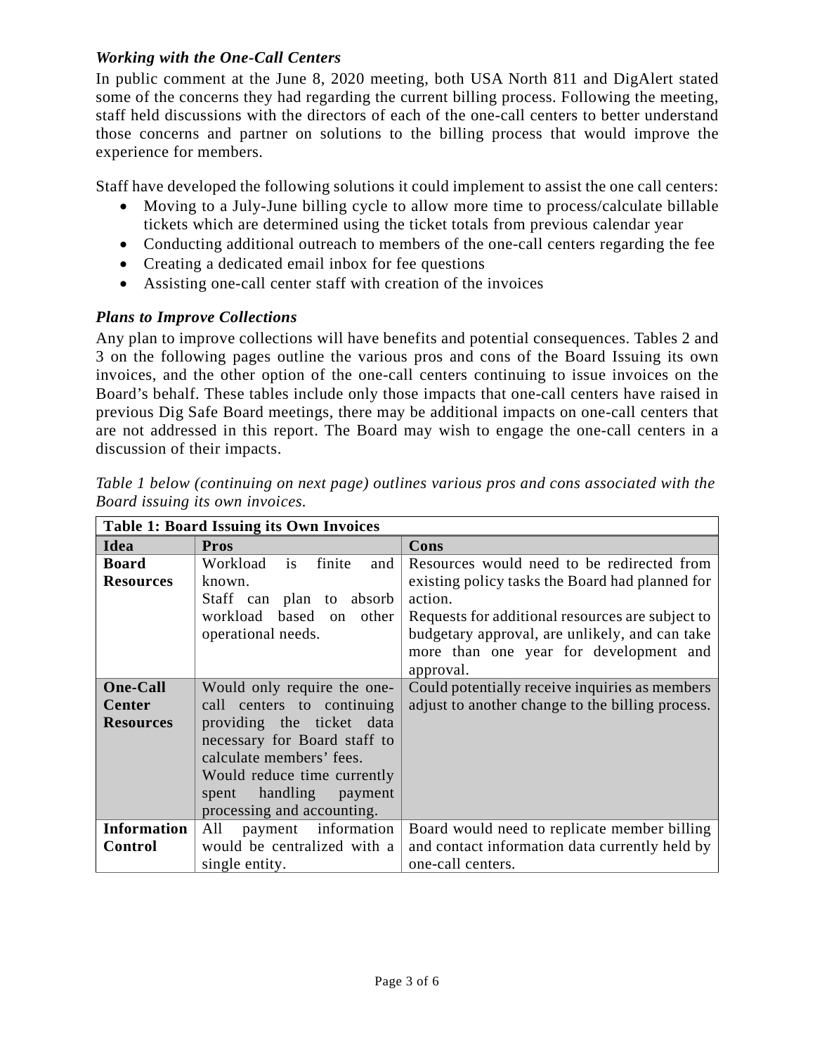### *Working with the One-Call Centers*

In public comment at the June 8, 2020 meeting, both USA North 811 and DigAlert stated some of the concerns they had regarding the current billing process. Following the meeting, staff held discussions with the directors of each of the one-call centers to better understand those concerns and partner on solutions to the billing process that would improve the experience for members.

Staff have developed the following solutions it could implement to assist the one call centers:

- Moving to a July-June billing cycle to allow more time to process/calculate billable tickets which are determined using the ticket totals from previous calendar year
- Conducting additional outreach to members of the one-call centers regarding the fee
- Creating a dedicated email inbox for fee questions
- Assisting one-call center staff with creation of the invoices

### *Plans to Improve Collections*

Any plan to improve collections will have benefits and potential consequences. Tables 2 and 3 on the following pages outline the various pros and cons of the Board Issuing its own invoices, and the other option of the one-call centers continuing to issue invoices on the Board's behalf. These tables include only those impacts that one-call centers have raised in previous Dig Safe Board meetings, there may be additional impacts on one-call centers that are not addressed in this report. The Board may wish to engage the one-call centers in a discussion of their impacts.

*Table 1 below (continuing on next page) outlines various pros and cons associated with the Board issuing its own invoices.*

| **Table 1: Board Issuing its Own Invoices** | | |
|---|---|---|
| **Idea** | **Pros** | **Cons** |
| **Board Resources** | Workload is finite and known.<br>Staff can plan to absorb workload based on other operational needs. | Resources would need to be redirected from existing policy tasks the Board had planned for action.<br>Requests for additional resources are subject to budgetary approval, are unlikely, and can take more than one year for development and approval. |
| **One-Call Center Resources** | Would only require the one-call centers to continuing providing the ticket data necessary for Board staff to calculate members' fees.<br>Would reduce time currently spent handling payment processing and accounting. | Could potentially receive inquiries as members adjust to another change to the billing process. |
| **Information Control** | All payment information would be centralized with a single entity. | Board would need to replicate member billing and contact information data currently held by one-call centers. |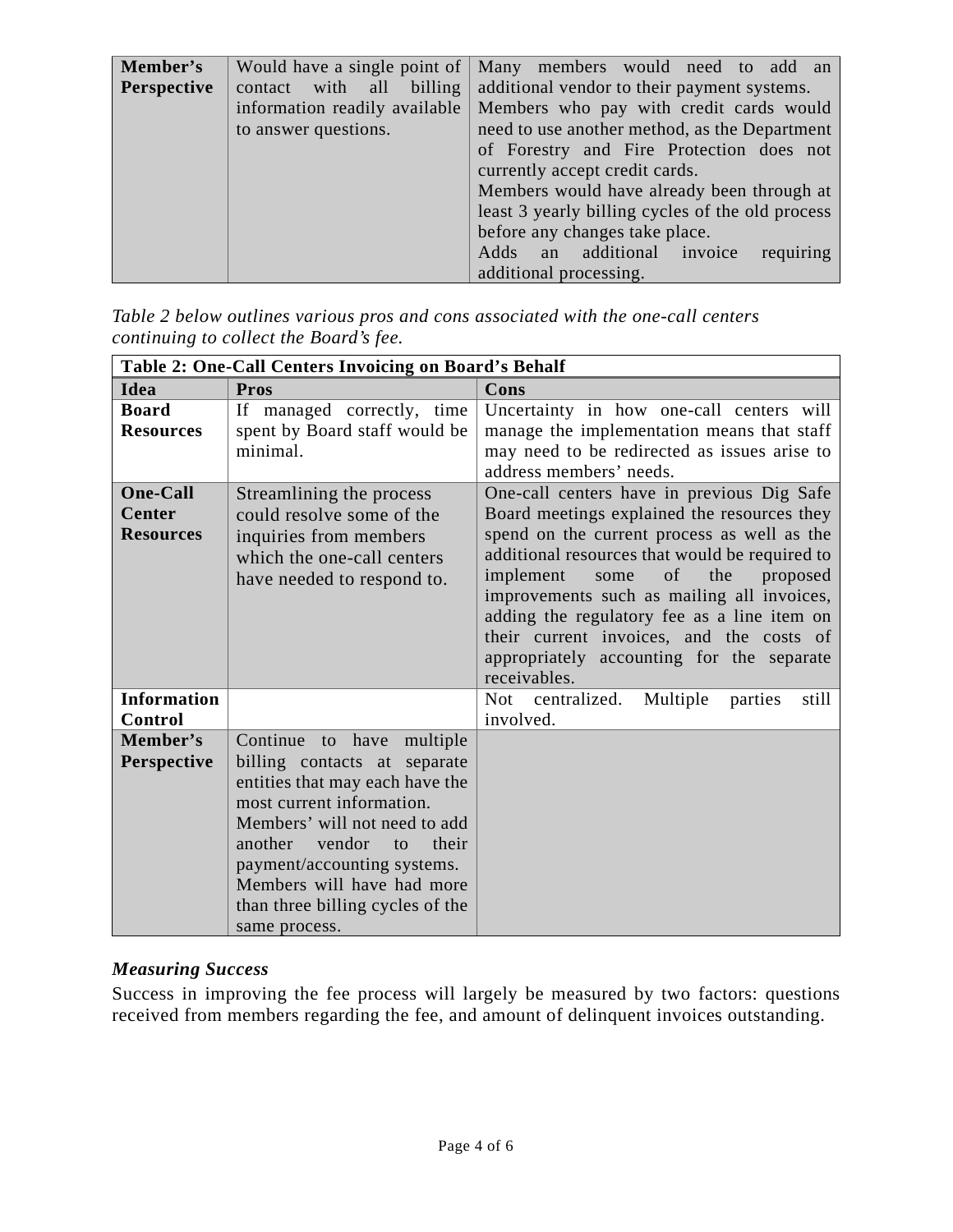| | | |
|---|---|---|
| **Member's Perspective** | Would have a single point of contact with all billing information readily available to answer questions. | Many members would need to add an additional vendor to their payment systems. Members who pay with credit cards would need to use another method, as the Department of Forestry and Fire Protection does not currently accept credit cards. Members would have already been through at least 3 yearly billing cycles of the old process before any changes take place. Adds an additional invoice requiring additional processing. |

*Table 2 below outlines various pros and cons associated with the one-call centers continuing to collect the Board's fee.*

| **Table 2: One-Call Centers Invoicing on Board's Behalf** | | |
|---|---|---|
| **Idea** | **Pros** | **Cons** |
| **Board Resources** | If managed correctly, time spent by Board staff would be minimal. | Uncertainty in how one-call centers will manage the implementation means that staff may need to be redirected as issues arise to address members' needs. |
| **One-Call Center Resources** | Streamlining the process could resolve some of the inquiries from members which the one-call centers have needed to respond to. | One-call centers have in previous Dig Safe Board meetings explained the resources they spend on the current process as well as the additional resources that would be required to implement some of the proposed improvements such as mailing all invoices, adding the regulatory fee as a line item on their current invoices, and the costs of appropriately accounting for the separate receivables. |
| **Information Control** | | Not centralized. Multiple parties still involved. |
| **Member's Perspective** | Continue to have multiple billing contacts at separate entities that may each have the most current information. Members' will not need to add another vendor to their payment/accounting systems. Members will have had more than three billing cycles of the same process. | |

### *Measuring Success*

Success in improving the fee process will largely be measured by two factors: questions received from members regarding the fee, and amount of delinquent invoices outstanding.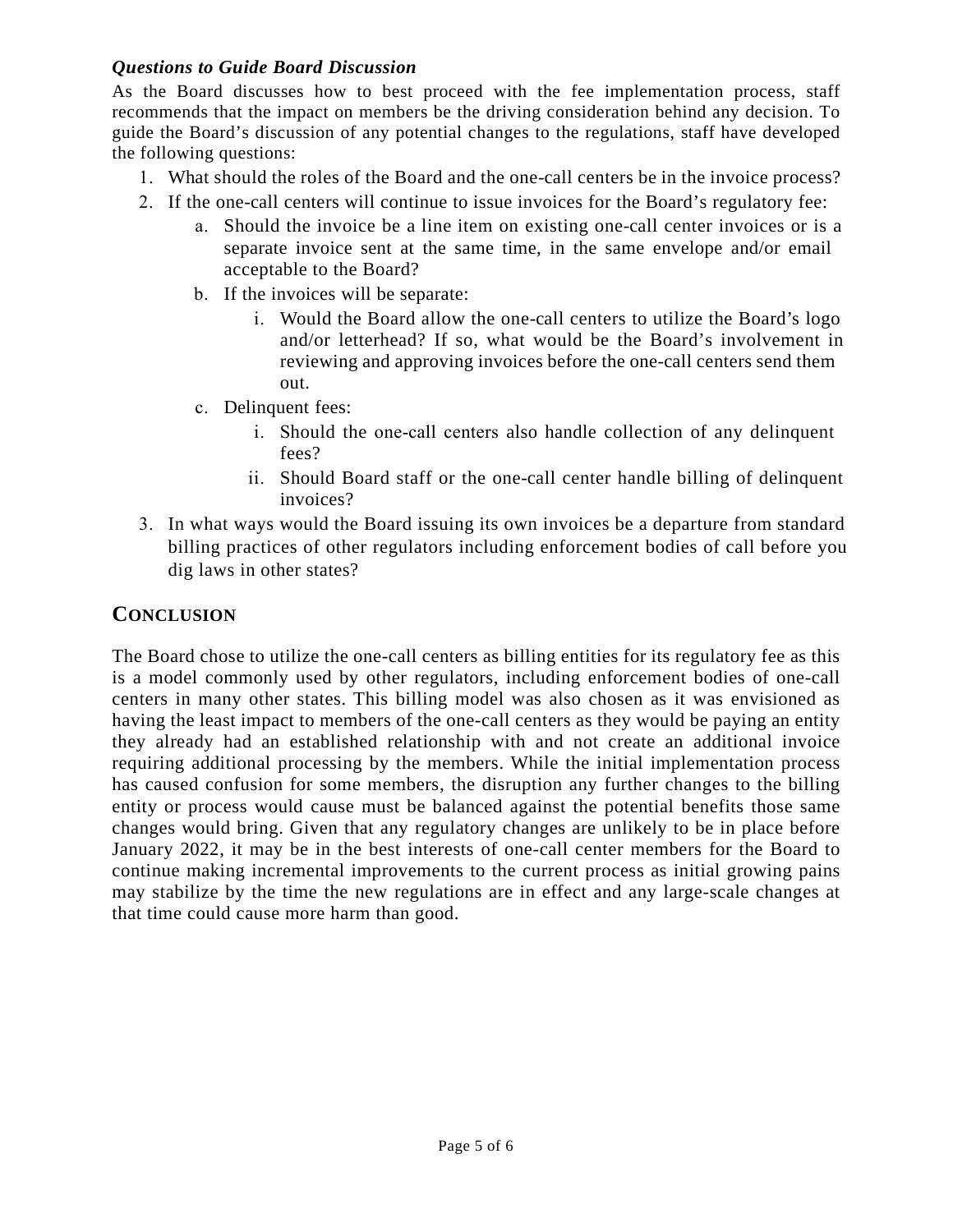### *Questions to Guide Board Discussion*

As the Board discusses how to best proceed with the fee implementation process, staff recommends that the impact on members be the driving consideration behind any decision. To guide the Board's discussion of any potential changes to the regulations, staff have developed the following questions:

1. What should the roles of the Board and the one-call centers be in the invoice process?
2. If the one-call centers will continue to issue invoices for the Board's regulatory fee:
   a. Should the invoice be a line item on existing one-call center invoices or is a separate invoice sent at the same time, in the same envelope and/or email acceptable to the Board?
   b. If the invoices will be separate:
      i. Would the Board allow the one-call centers to utilize the Board's logo and/or letterhead? If so, what would be the Board's involvement in reviewing and approving invoices before the one-call centers send them out.
   c. Delinquent fees:
      i. Should the one-call centers also handle collection of any delinquent fees?
      ii. Should Board staff or the one-call center handle billing of delinquent invoices?
3. In what ways would the Board issuing its own invoices be a departure from standard billing practices of other regulators including enforcement bodies of call before you dig laws in other states?

## CONCLUSION

The Board chose to utilize the one-call centers as billing entities for its regulatory fee as this is a model commonly used by other regulators, including enforcement bodies of one-call centers in many other states. This billing model was also chosen as it was envisioned as having the least impact to members of the one-call centers as they would be paying an entity they already had an established relationship with and not create an additional invoice requiring additional processing by the members. While the initial implementation process has caused confusion for some members, the disruption any further changes to the billing entity or process would cause must be balanced against the potential benefits those same changes would bring. Given that any regulatory changes are unlikely to be in place before January 2022, it may be in the best interests of one-call center members for the Board to continue making incremental improvements to the current process as initial growing pains may stabilize by the time the new regulations are in effect and any large-scale changes at that time could cause more harm than good.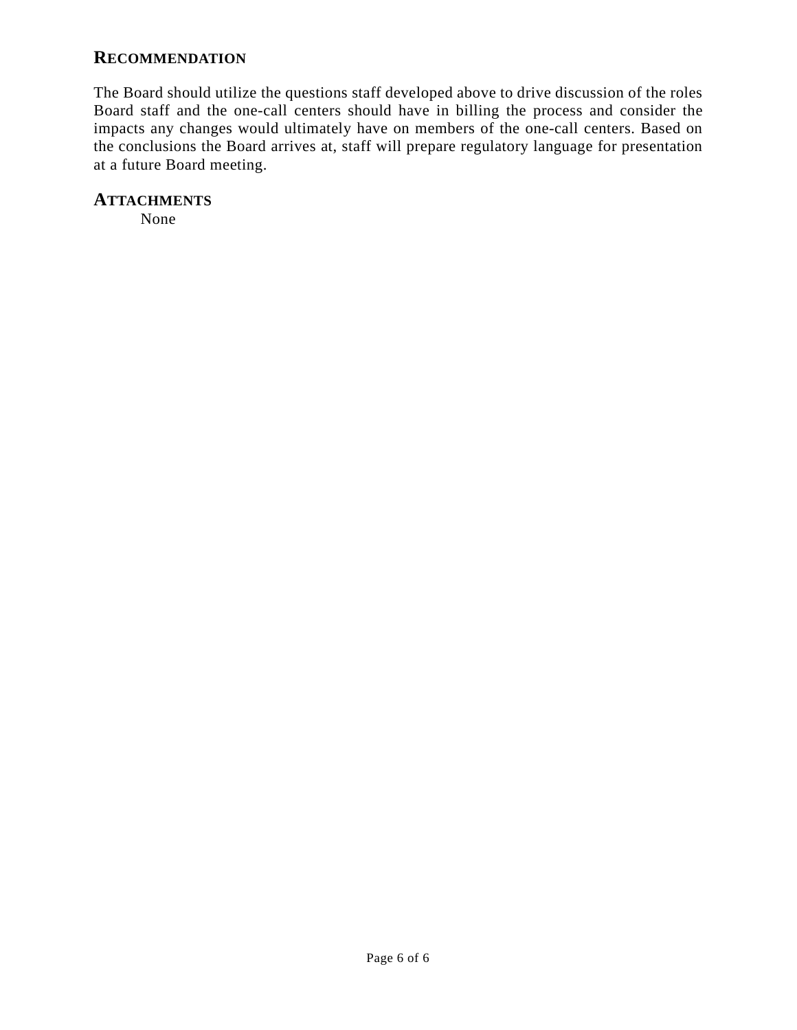## RECOMMENDATION

The Board should utilize the questions staff developed above to drive discussion of the roles Board staff and the one-call centers should have in billing the process and consider the impacts any changes would ultimately have on members of the one-call centers. Based on the conclusions the Board arrives at, staff will prepare regulatory language for presentation at a future Board meeting.

## ATTACHMENTS

None